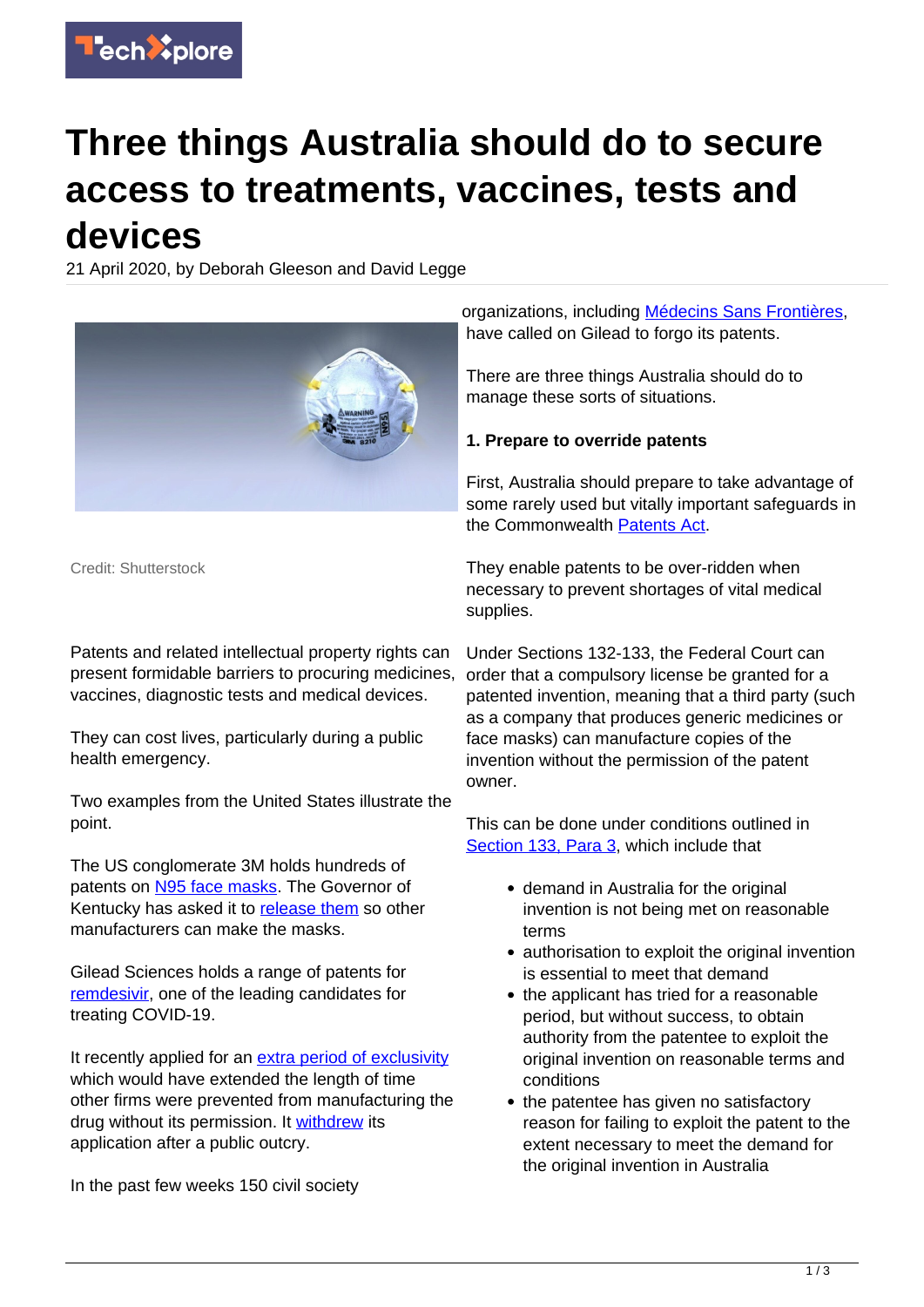# Three things Australia should do to secure access to treatments, vaccines, tests and devices

21 April 2020, by Deborah Gleeson and David Legge

Credit: Shutterstock

Patents and related intellectual property rights can present formidable barriers to procuring medicines, vaccines, diagnostic tests and medical devices.

They can cost lives, particularly during a public health emergency.

Two examples from the United States illustrate the point.

The US conglomerate 3M holds hundreds of patents on N95 face masks. The Governor of Kentucky has asked it to release them so other manufacturers can make the masks.

Gilead Sciences holds a range of patents for remdesivir, one of the leading candidates for treating COVID-19.

It recently applied for an extra period of exclusivity which would have extended the length of time other firms were prevented from manufacturing the drug without its permission. It withdrew its application after a public outcry.

In the past few weeks 150 civil society organizations, including Médecins Sans Frontières, have called on Gilead to forgo its patents.

There are three things Australia should do to manage these sorts of situations.

**1. Prepare to override patents**

First, Australia should prepare to take advantage of some rarely used but vitally important safeguards in the Commonwealth Patents Act.

They enable patents to be over-ridden when necessary to prevent shortages of vital medical supplies.

Under Sections 132-133, the Federal Court can order that a compulsory license be granted for a patented invention, meaning that a third party (such as a company that produces generic medicines or face masks) can manufacture copies of the invention without the permission of the patent owner.

This can be done under conditions outlined in Section 133, Para 3, which include that

- demand in Australia for the original invention is not being met on reasonable terms
- authorisation to exploit the original invention is essential to meet that demand
- the applicant has tried for a reasonable period, but without success, to obtain authority from the patentee to exploit the original invention on reasonable terms and conditions
- the patentee has given no satisfactory reason for failing to exploit the patent to the extent necessary to meet the demand for the original invention in Australia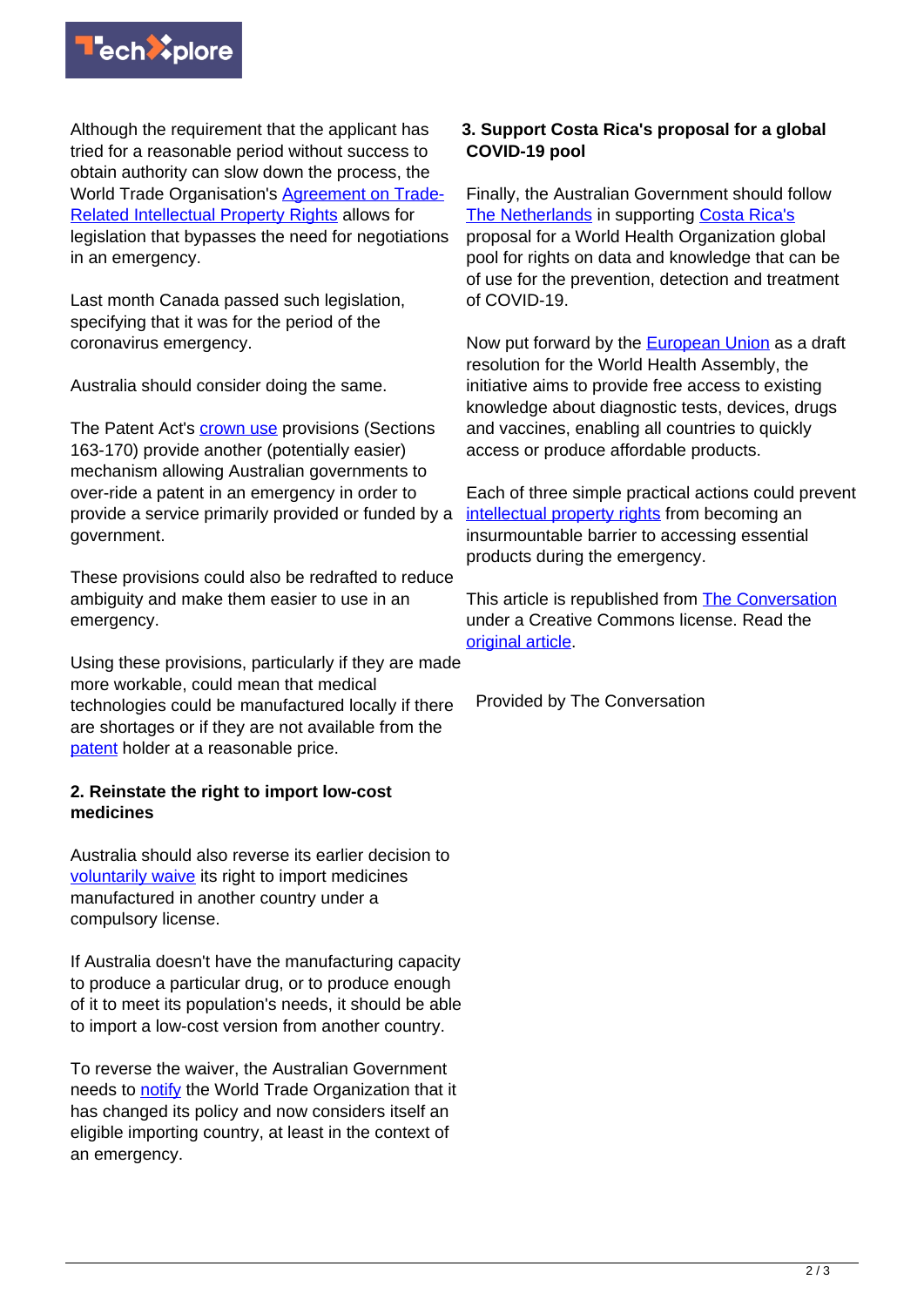Although the requirement that the applicant has tried for a reasonable period without success to obtain authority can slow down the process, the World Trade Organisation's Agreement on Trade-Related Intellectual Property Rights allows for legislation that bypasses the need for negotiations in an emergency.

Last month Canada passed such legislation, specifying that it was for the period of the coronavirus emergency.

Australia should consider doing the same.

The Patent Act's crown use provisions (Sections 163-170) provide another (potentially easier) mechanism allowing Australian governments to over-ride a patent in an emergency in order to provide a service primarily provided or funded by a government.

These provisions could also be redrafted to reduce ambiguity and make them easier to use in an emergency.

Using these provisions, particularly if they are made more workable, could mean that medical technologies could be manufactured locally if there are shortages or if they are not available from the patent holder at a reasonable price.

**2. Reinstate the right to import low-cost medicines**

Australia should also reverse its earlier decision to voluntarily waive its right to import medicines manufactured in another country under a compulsory license.

If Australia doesn't have the manufacturing capacity to produce a particular drug, or to produce enough of it to meet its population's needs, it should be able to import a low-cost version from another country.

To reverse the waiver, the Australian Government needs to notify the World Trade Organization that it has changed its policy and now considers itself an eligible importing country, at least in the context of an emergency.

**3. Support Costa Rica's proposal for a global COVID-19 pool**

Finally, the Australian Government should follow The Netherlands in supporting Costa Rica's proposal for a World Health Organization global pool for rights on data and knowledge that can be of use for the prevention, detection and treatment of COVID-19.

Now put forward by the European Union as a draft resolution for the World Health Assembly, the initiative aims to provide free access to existing knowledge about diagnostic tests, devices, drugs and vaccines, enabling all countries to quickly access or produce affordable products.

Each of three simple practical actions could prevent intellectual property rights from becoming an insurmountable barrier to accessing essential products during the emergency.

This article is republished from The Conversation under a Creative Commons license. Read the original article.

Provided by The Conversation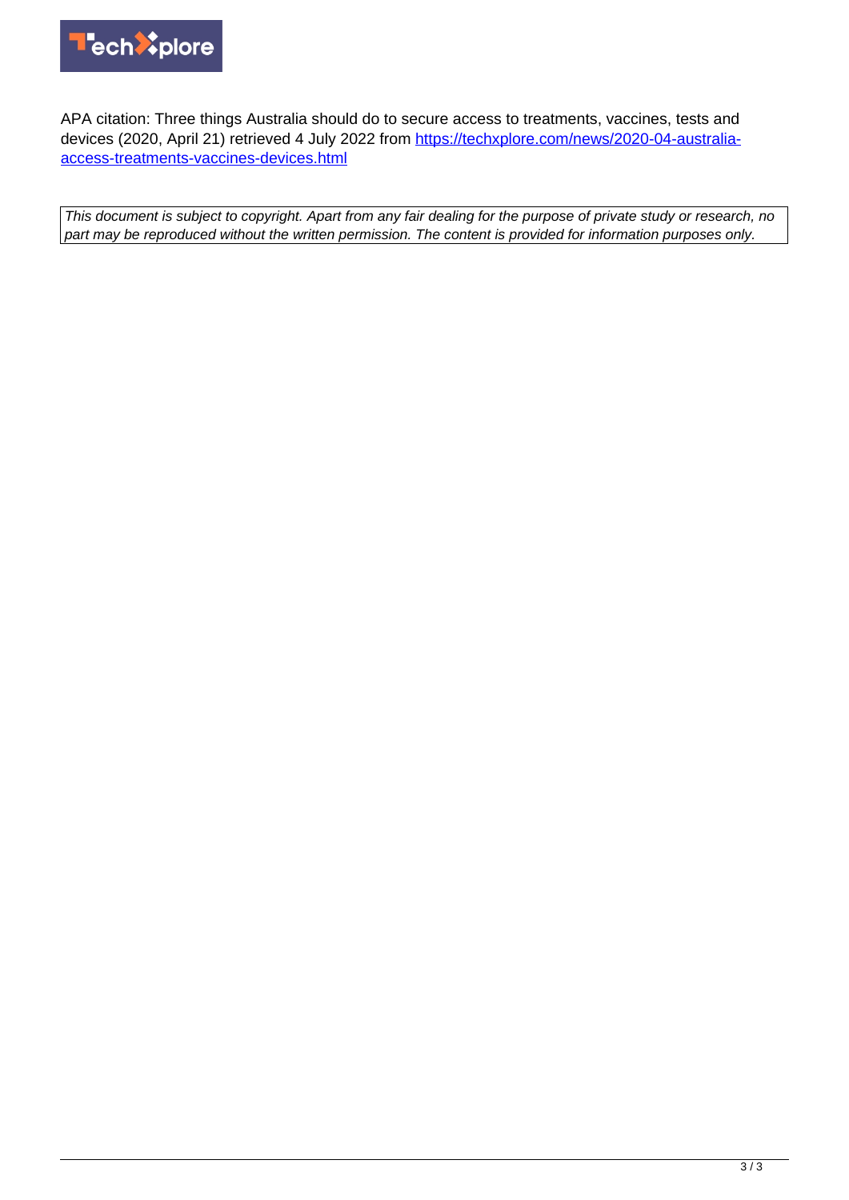APA citation: Three things Australia should do to secure access to treatments, vaccines, tests and devices (2020, April 21) retrieved 4 July 2022 from [https://techxplore.com/news/2020-04-australia-access-treatments-vaccines-devices.html](https://techxplore.com/news/2020-04-australia-access-treatments-vaccines-devices.html)

*This document is subject to copyright. Apart from any fair dealing for the purpose of private study or research, no part may be reproduced without the written permission. The content is provided for information purposes only.*